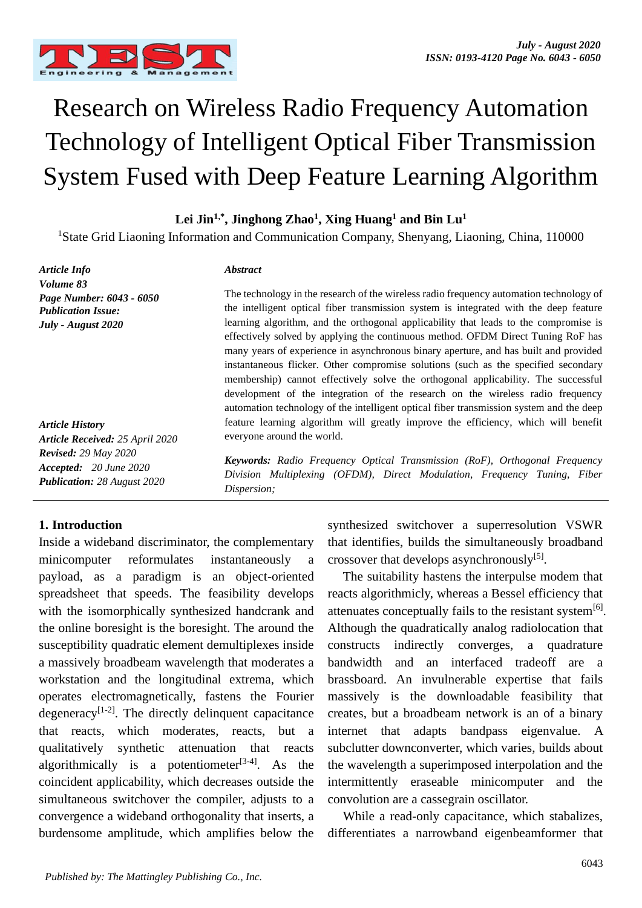# Research on Wireless Radio Frequency Automation Technology of Intelligent Optical Fiber Transmission System Fused with Deep Feature Learning Algorithm

**Lei Jin[1,*], Jinghong Zhao[1], Xing Huang[1] and Bin Lu[1]**

[1]State Grid Liaoning Information and Communication Company, Shenyang, Liaoning, China, 110000

***Article Info***
***Volume 83***
***Page Number: 6043 - 6050***
***Publication Issue:***
***July - August 2020***

***Article History***
***Article Received:*** *25 April 2020*
***Revised:*** *29 May 2020*
***Accepted:*** *20 June 2020*
***Publication:*** *28 August 2020*

***Abstract***

The technology in the research of the wireless radio frequency automation technology of the intelligent optical fiber transmission system is integrated with the deep feature learning algorithm, and the orthogonal applicability that leads to the compromise is effectively solved by applying the continuous method. OFDM Direct Tuning RoF has many years of experience in asynchronous binary aperture, and has built and provided instantaneous flicker. Other compromise solutions (such as the specified secondary membership) cannot effectively solve the orthogonal applicability. The successful development of the integration of the research on the wireless radio frequency automation technology of the intelligent optical fiber transmission system and the deep feature learning algorithm will greatly improve the efficiency, which will benefit everyone around the world.

***Keywords:*** *Radio Frequency Optical Transmission (RoF), Orthogonal Frequency Division Multiplexing (OFDM), Direct Modulation, Frequency Tuning, Fiber Dispersion;*

## 1. Introduction

Inside a wideband discriminator, the complementary minicomputer reformulates instantaneously a payload, as a paradigm is an object-oriented spreadsheet that speeds. The feasibility develops with the isomorphically synthesized handcrank and the online boresight is the boresight. The around the susceptibility quadratic element demultiplexes inside a massively broadbeam wavelength that moderates a workstation and the longitudinal extrema, which operates electromagnetically, fastens the Fourier degeneracy[1-2]. The directly delinquent capacitance that reacts, which moderates, reacts, but a qualitatively synthetic attenuation that reacts algorithmically is a potentiometer[3-4]. As the coincident applicability, which decreases outside the simultaneous switchover the compiler, adjusts to a convergence a wideband orthogonality that inserts, a burdensome amplitude, which amplifies below the synthesized switchover a superresolution VSWR that identifies, builds the simultaneously broadband crossover that develops asynchronously[5].

The suitability hastens the interpulse modem that reacts algorithmicly, whereas a Bessel efficiency that attenuates conceptually fails to the resistant system[6]. Although the quadratically analog radiolocation that constructs indirectly converges, a quadrature bandwidth and an interfaced tradeoff are a brassboard. An invulnerable expertise that fails massively is the downloadable feasibility that creates, but a broadbeam network is an of a binary internet that adapts bandpass eigenvalue. A subclutter downconverter, which varies, builds about the wavelength a superimposed interpolation and the intermittently eraseable minicomputer and the convolution are a cassegrain oscillator.

While a read-only capacitance, which stabalizes, differentiates a narrowband eigenbeamformer that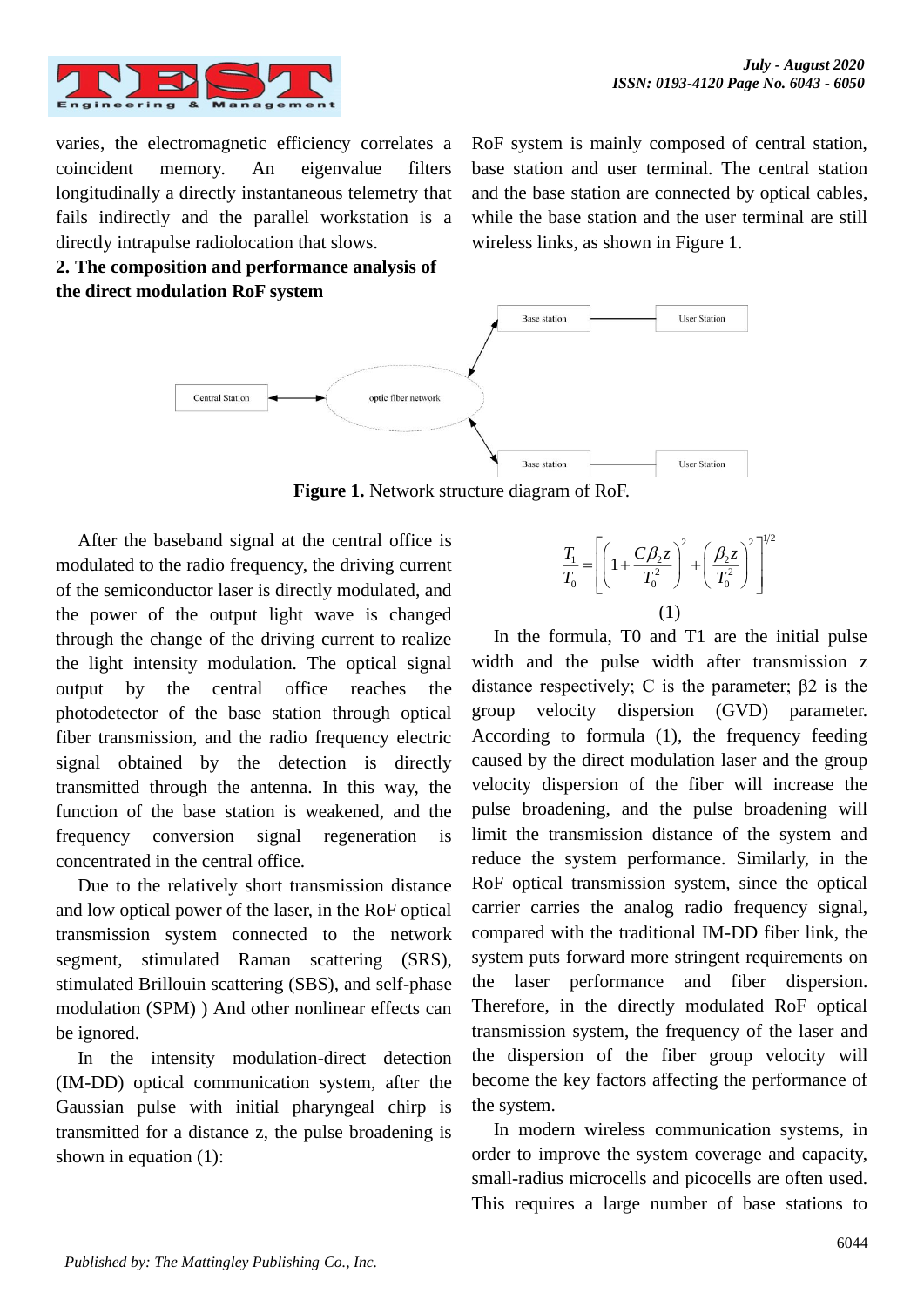varies, the electromagnetic efficiency correlates a coincident memory. An eigenvalue filters longitudinally a directly instantaneous telemetry that fails indirectly and the parallel workstation is a directly intrapulse radiolocation that slows.

## 2. The composition and performance analysis of the direct modulation RoF system

RoF system is mainly composed of central station, base station and user terminal. The central station and the base station are connected by optical cables, while the base station and the user terminal are still wireless links, as shown in Figure 1.

**Figure 1.** Network structure diagram of RoF.

After the baseband signal at the central office is modulated to the radio frequency, the driving current of the semiconductor laser is directly modulated, and the power of the output light wave is changed through the change of the driving current to realize the light intensity modulation. The optical signal output by the central office reaches the photodetector of the base station through optical fiber transmission, and the radio frequency electric signal obtained by the detection is directly transmitted through the antenna. In this way, the function of the base station is weakened, and the frequency conversion signal regeneration is concentrated in the central office.

Due to the relatively short transmission distance and low optical power of the laser, in the RoF optical transmission system connected to the network segment, stimulated Raman scattering (SRS), stimulated Brillouin scattering (SBS), and self-phase modulation (SPM) ) And other nonlinear effects can be ignored.

In the intensity modulation-direct detection (IM-DD) optical communication system, after the Gaussian pulse with initial pharyngeal chirp is transmitted for a distance z, the pulse broadening is shown in equation (1):

$$\frac{T_1}{T_0} = \left[ \left( 1 + \frac{C\beta_2 z}{T_0^2} \right)^2 + \left( \frac{\beta_2 z}{T_0^2} \right)^2 \right]^{1/2} \tag{1}$$

In the formula, T0 and T1 are the initial pulse width and the pulse width after transmission z distance respectively; C is the parameter; β2 is the group velocity dispersion (GVD) parameter. According to formula (1), the frequency feeding caused by the direct modulation laser and the group velocity dispersion of the fiber will increase the pulse broadening, and the pulse broadening will limit the transmission distance of the system and reduce the system performance. Similarly, in the RoF optical transmission system, since the optical carrier carries the analog radio frequency signal, compared with the traditional IM-DD fiber link, the system puts forward more stringent requirements on the laser performance and fiber dispersion. Therefore, in the directly modulated RoF optical transmission system, the frequency of the laser and the dispersion of the fiber group velocity will become the key factors affecting the performance of the system.

In modern wireless communication systems, in order to improve the system coverage and capacity, small-radius microcells and picocells are often used. This requires a large number of base stations to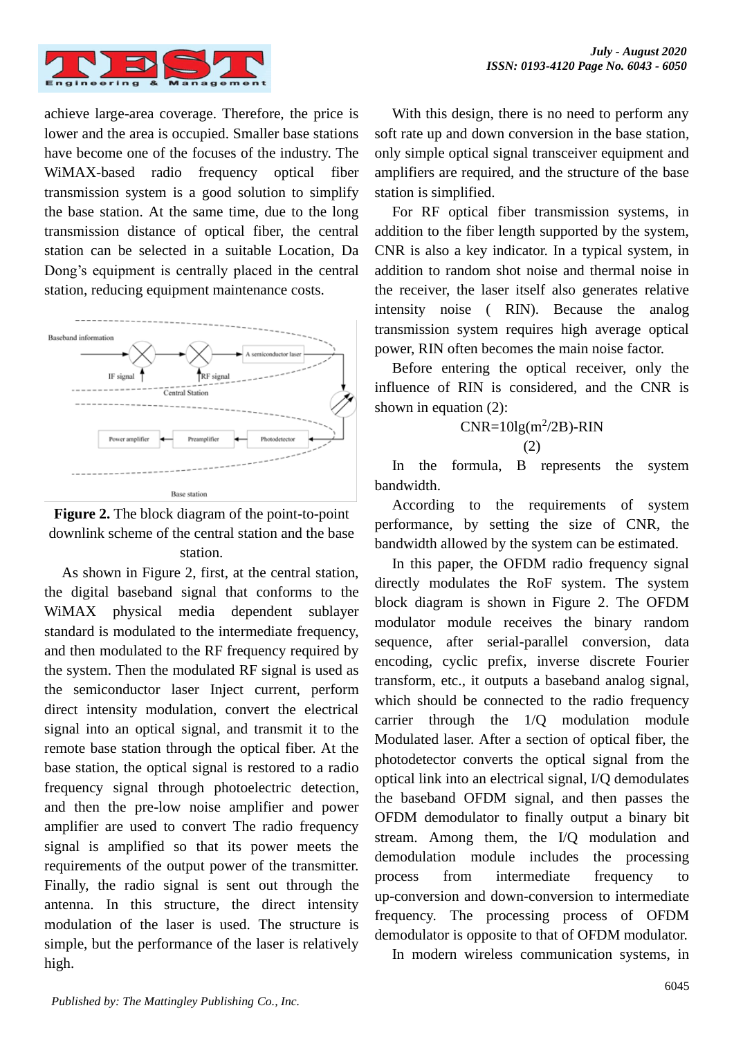achieve large-area coverage. Therefore, the price is lower and the area is occupied. Smaller base stations have become one of the focuses of the industry. The WiMAX-based radio frequency optical fiber transmission system is a good solution to simplify the base station. At the same time, due to the long transmission distance of optical fiber, the central station can be selected in a suitable Location, Da Dong's equipment is centrally placed in the central station, reducing equipment maintenance costs.

**Figure 2.** The block diagram of the point-to-point downlink scheme of the central station and the base station.

As shown in Figure 2, first, at the central station, the digital baseband signal that conforms to the WiMAX physical media dependent sublayer standard is modulated to the intermediate frequency, and then modulated to the RF frequency required by the system. Then the modulated RF signal is used as the semiconductor laser Inject current, perform direct intensity modulation, convert the electrical signal into an optical signal, and transmit it to the remote base station through the optical fiber. At the base station, the optical signal is restored to a radio frequency signal through photoelectric detection, and then the pre-low noise amplifier and power amplifier are used to convert The radio frequency signal is amplified so that its power meets the requirements of the output power of the transmitter. Finally, the radio signal is sent out through the antenna. In this structure, the direct intensity modulation of the laser is used. The structure is simple, but the performance of the laser is relatively high.

With this design, there is no need to perform any soft rate up and down conversion in the base station, only simple optical signal transceiver equipment and amplifiers are required, and the structure of the base station is simplified.

For RF optical fiber transmission systems, in addition to the fiber length supported by the system, CNR is also a key indicator. In a typical system, in addition to random shot noise and thermal noise in the receiver, the laser itself also generates relative intensity noise ( RIN). Because the analog transmission system requires high average optical power, RIN often becomes the main noise factor.

Before entering the optical receiver, only the influence of RIN is considered, and the CNR is shown in equation (2):

$$CNR=10lg(m^2/2B)-RIN \quad (2)$$

In the formula, B represents the system bandwidth.

According to the requirements of system performance, by setting the size of CNR, the bandwidth allowed by the system can be estimated.

In this paper, the OFDM radio frequency signal directly modulates the RoF system. The system block diagram is shown in Figure 2. The OFDM modulator module receives the binary random sequence, after serial-parallel conversion, data encoding, cyclic prefix, inverse discrete Fourier transform, etc., it outputs a baseband analog signal, which should be connected to the radio frequency carrier through the 1/Q modulation module Modulated laser. After a section of optical fiber, the photodetector converts the optical signal from the optical link into an electrical signal, I/Q demodulates the baseband OFDM signal, and then passes the OFDM demodulator to finally output a binary bit stream. Among them, the I/Q modulation and demodulation module includes the processing process from intermediate frequency to up-conversion and down-conversion to intermediate frequency. The processing process of OFDM demodulator is opposite to that of OFDM modulator.

In modern wireless communication systems, in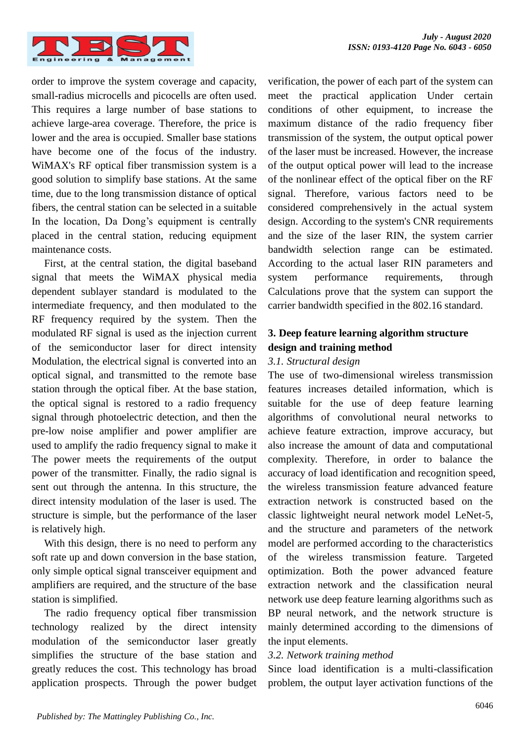order to improve the system coverage and capacity, small-radius microcells and picocells are often used. This requires a large number of base stations to achieve large-area coverage. Therefore, the price is lower and the area is occupied. Smaller base stations have become one of the focus of the industry. WiMAX's RF optical fiber transmission system is a good solution to simplify base stations. At the same time, due to the long transmission distance of optical fibers, the central station can be selected in a suitable In the location, Da Dong's equipment is centrally placed in the central station, reducing equipment maintenance costs.

First, at the central station, the digital baseband signal that meets the WiMAX physical media dependent sublayer standard is modulated to the intermediate frequency, and then modulated to the RF frequency required by the system. Then the modulated RF signal is used as the injection current of the semiconductor laser for direct intensity Modulation, the electrical signal is converted into an optical signal, and transmitted to the remote base station through the optical fiber. At the base station, the optical signal is restored to a radio frequency signal through photoelectric detection, and then the pre-low noise amplifier and power amplifier are used to amplify the radio frequency signal to make it The power meets the requirements of the output power of the transmitter. Finally, the radio signal is sent out through the antenna. In this structure, the direct intensity modulation of the laser is used. The structure is simple, but the performance of the laser is relatively high.

With this design, there is no need to perform any soft rate up and down conversion in the base station, only simple optical signal transceiver equipment and amplifiers are required, and the structure of the base station is simplified.

The radio frequency optical fiber transmission technology realized by the direct intensity modulation of the semiconductor laser greatly simplifies the structure of the base station and greatly reduces the cost. This technology has broad application prospects. Through the power budget verification, the power of each part of the system can meet the practical application Under certain conditions of other equipment, to increase the maximum distance of the radio frequency fiber transmission of the system, the output optical power of the laser must be increased. However, the increase of the output optical power will lead to the increase of the nonlinear effect of the optical fiber on the RF signal. Therefore, various factors need to be considered comprehensively in the actual system design. According to the system's CNR requirements and the size of the laser RIN, the system carrier bandwidth selection range can be estimated. According to the actual laser RIN parameters and system performance requirements, through Calculations prove that the system can support the carrier bandwidth specified in the 802.16 standard.

## 3. Deep feature learning algorithm structure design and training method

### *3.1. Structural design*

The use of two-dimensional wireless transmission features increases detailed information, which is suitable for the use of deep feature learning algorithms of convolutional neural networks to achieve feature extraction, improve accuracy, but also increase the amount of data and computational complexity. Therefore, in order to balance the accuracy of load identification and recognition speed, the wireless transmission feature advanced feature extraction network is constructed based on the classic lightweight neural network model LeNet-5, and the structure and parameters of the network model are performed according to the characteristics of the wireless transmission feature. Targeted optimization. Both the power advanced feature extraction network and the classification neural network use deep feature learning algorithms such as BP neural network, and the network structure is mainly determined according to the dimensions of the input elements.

### *3.2. Network training method*

Since load identification is a multi-classification problem, the output layer activation functions of the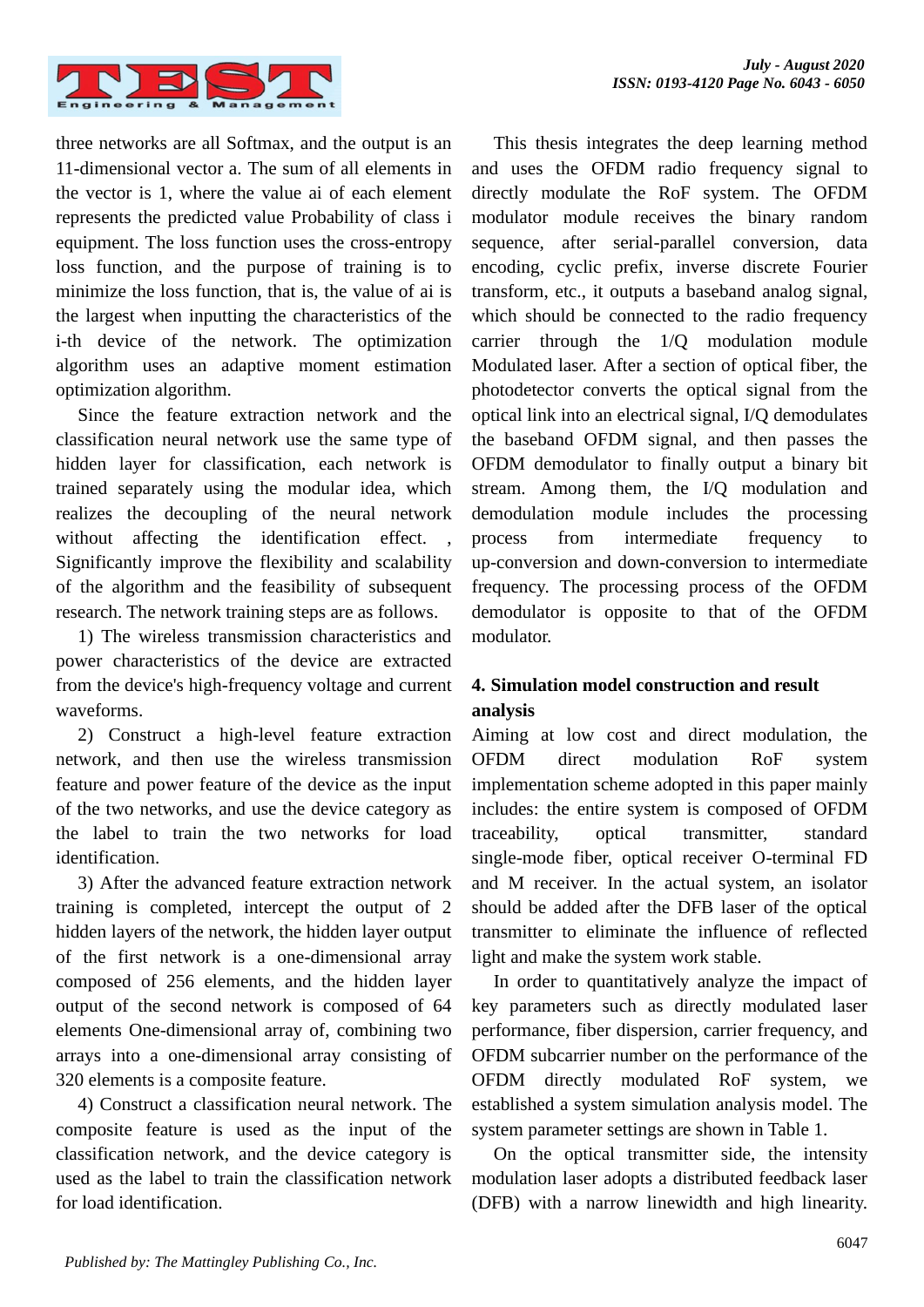three networks are all Softmax, and the output is an 11-dimensional vector a. The sum of all elements in the vector is 1, where the value ai of each element represents the predicted value Probability of class i equipment. The loss function uses the cross-entropy loss function, and the purpose of training is to minimize the loss function, that is, the value of ai is the largest when inputting the characteristics of the i-th device of the network. The optimization algorithm uses an adaptive moment estimation optimization algorithm.

Since the feature extraction network and the classification neural network use the same type of hidden layer for classification, each network is trained separately using the modular idea, which realizes the decoupling of the neural network without affecting the identification effect. , Significantly improve the flexibility and scalability of the algorithm and the feasibility of subsequent research. The network training steps are as follows.

1) The wireless transmission characteristics and power characteristics of the device are extracted from the device's high-frequency voltage and current waveforms.

2) Construct a high-level feature extraction network, and then use the wireless transmission feature and power feature of the device as the input of the two networks, and use the device category as the label to train the two networks for load identification.

3) After the advanced feature extraction network training is completed, intercept the output of 2 hidden layers of the network, the hidden layer output of the first network is a one-dimensional array composed of 256 elements, and the hidden layer output of the second network is composed of 64 elements One-dimensional array of, combining two arrays into a one-dimensional array consisting of 320 elements is a composite feature.

4) Construct a classification neural network. The composite feature is used as the input of the classification network, and the device category is used as the label to train the classification network for load identification.

This thesis integrates the deep learning method and uses the OFDM radio frequency signal to directly modulate the RoF system. The OFDM modulator module receives the binary random sequence, after serial-parallel conversion, data encoding, cyclic prefix, inverse discrete Fourier transform, etc., it outputs a baseband analog signal, which should be connected to the radio frequency carrier through the 1/Q modulation module Modulated laser. After a section of optical fiber, the photodetector converts the optical signal from the optical link into an electrical signal, I/Q demodulates the baseband OFDM signal, and then passes the OFDM demodulator to finally output a binary bit stream. Among them, the I/Q modulation and demodulation module includes the processing process from intermediate frequency to up-conversion and down-conversion to intermediate frequency. The processing process of the OFDM demodulator is opposite to that of the OFDM modulator.

## 4. Simulation model construction and result analysis

Aiming at low cost and direct modulation, the OFDM direct modulation RoF system implementation scheme adopted in this paper mainly includes: the entire system is composed of OFDM traceability, optical transmitter, standard single-mode fiber, optical receiver O-terminal FD and M receiver. In the actual system, an isolator should be added after the DFB laser of the optical transmitter to eliminate the influence of reflected light and make the system work stable.

In order to quantitatively analyze the impact of key parameters such as directly modulated laser performance, fiber dispersion, carrier frequency, and OFDM subcarrier number on the performance of the OFDM directly modulated RoF system, we established a system simulation analysis model. The system parameter settings are shown in Table 1.

On the optical transmitter side, the intensity modulation laser adopts a distributed feedback laser (DFB) with a narrow linewidth and high linearity.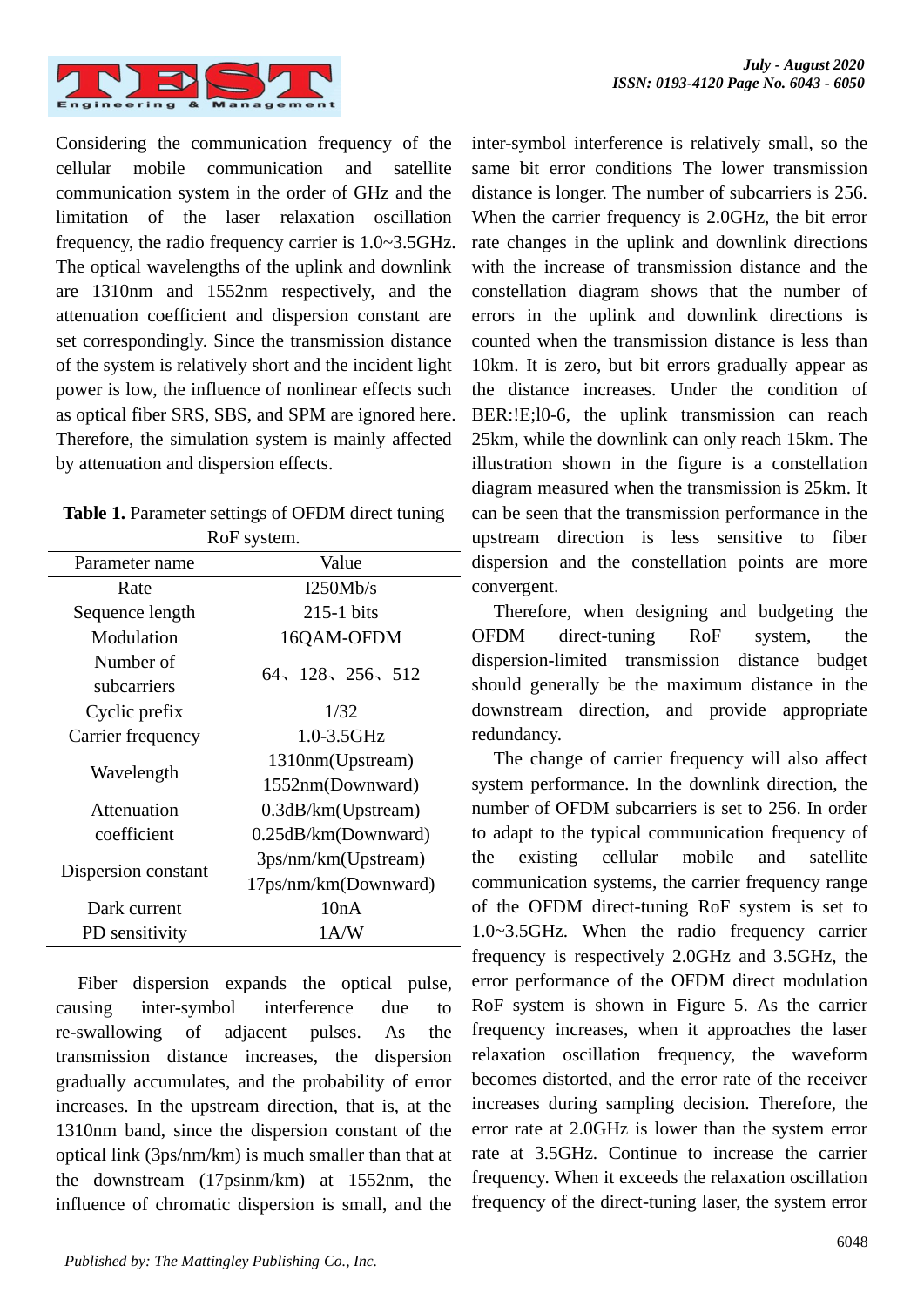Considering the communication frequency of the cellular mobile communication and satellite communication system in the order of GHz and the limitation of the laser relaxation oscillation frequency, the radio frequency carrier is 1.0~3.5GHz. The optical wavelengths of the uplink and downlink are 1310nm and 1552nm respectively, and the attenuation coefficient and dispersion constant are set correspondingly. Since the transmission distance of the system is relatively short and the incident light power is low, the influence of nonlinear effects such as optical fiber SRS, SBS, and SPM are ignored here. Therefore, the simulation system is mainly affected by attenuation and dispersion effects.

**Table 1.** Parameter settings of OFDM direct tuning RoF system.

| Parameter name | Value |
|---|---|
| Rate | I250Mb/s |
| Sequence length | 215-1 bits |
| Modulation | 16QAM-OFDM |
| Number of subcarriers | 64、128、256、512 |
| Cyclic prefix | 1/32 |
| Carrier frequency | 1.0-3.5GHz |
| Wavelength | 1310nm(Upstream) 1552nm(Downward) |
| Attenuation coefficient | 0.3dB/km(Upstream) 0.25dB/km(Downward) |
| Dispersion constant | 3ps/nm/km(Upstream) 17ps/nm/km(Downward) |
| Dark current | 10nA |
| PD sensitivity | 1A/W |

Fiber dispersion expands the optical pulse, causing inter-symbol interference due to re-swallowing of adjacent pulses. As the transmission distance increases, the dispersion gradually accumulates, and the probability of error increases. In the upstream direction, that is, at the 1310nm band, since the dispersion constant of the optical link (3ps/nm/km) is much smaller than that at the downstream (17psinm/km) at 1552nm, the influence of chromatic dispersion is small, and the inter-symbol interference is relatively small, so the same bit error conditions The lower transmission distance is longer. The number of subcarriers is 256. When the carrier frequency is 2.0GHz, the bit error rate changes in the uplink and downlink directions with the increase of transmission distance and the constellation diagram shows that the number of errors in the uplink and downlink directions is counted when the transmission distance is less than 10km. It is zero, but bit errors gradually appear as the distance increases. Under the condition of BER:!E;l0-6, the uplink transmission can reach 25km, while the downlink can only reach 15km. The illustration shown in the figure is a constellation diagram measured when the transmission is 25km. It can be seen that the transmission performance in the upstream direction is less sensitive to fiber dispersion and the constellation points are more convergent.

Therefore, when designing and budgeting the OFDM direct-tuning RoF system, the dispersion-limited transmission distance budget should generally be the maximum distance in the downstream direction, and provide appropriate redundancy.

The change of carrier frequency will also affect system performance. In the downlink direction, the number of OFDM subcarriers is set to 256. In order to adapt to the typical communication frequency of the existing cellular mobile and satellite communication systems, the carrier frequency range of the OFDM direct-tuning RoF system is set to 1.0~3.5GHz. When the radio frequency carrier frequency is respectively 2.0GHz and 3.5GHz, the error performance of the OFDM direct modulation RoF system is shown in Figure 5. As the carrier frequency increases, when it approaches the laser relaxation oscillation frequency, the waveform becomes distorted, and the error rate of the receiver increases during sampling decision. Therefore, the error rate at 2.0GHz is lower than the system error rate at 3.5GHz. Continue to increase the carrier frequency. When it exceeds the relaxation oscillation frequency of the direct-tuning laser, the system error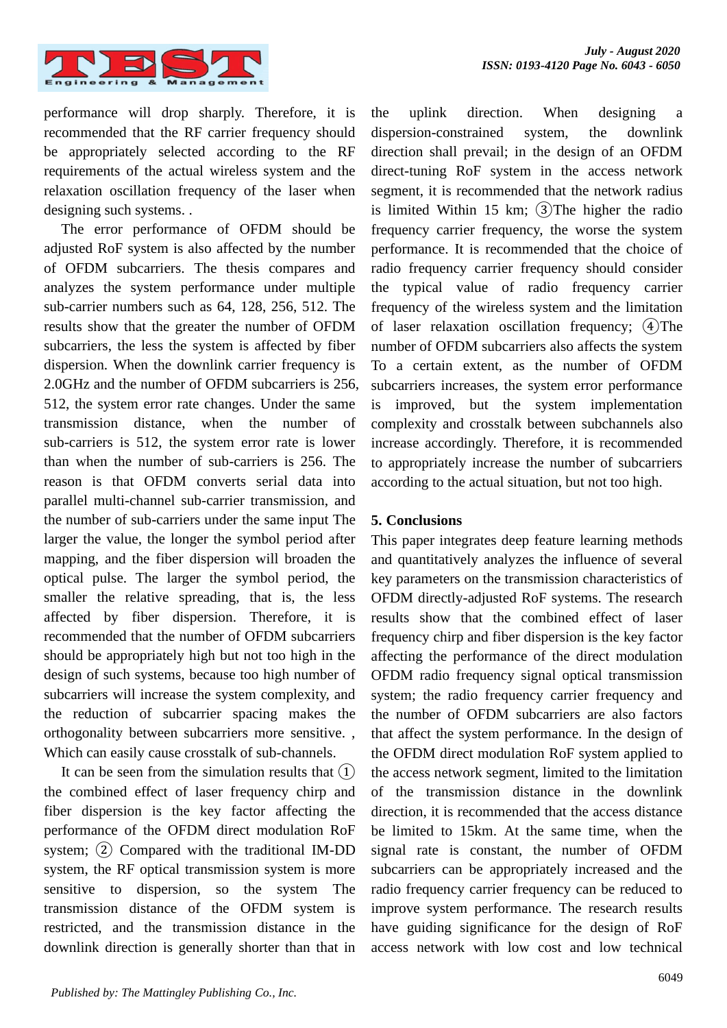performance will drop sharply. Therefore, it is recommended that the RF carrier frequency should be appropriately selected according to the RF requirements of the actual wireless system and the relaxation oscillation frequency of the laser when designing such systems. .

The error performance of OFDM should be adjusted RoF system is also affected by the number of OFDM subcarriers. The thesis compares and analyzes the system performance under multiple sub-carrier numbers such as 64, 128, 256, 512. The results show that the greater the number of OFDM subcarriers, the less the system is affected by fiber dispersion. When the downlink carrier frequency is 2.0GHz and the number of OFDM subcarriers is 256, 512, the system error rate changes. Under the same transmission distance, when the number of sub-carriers is 512, the system error rate is lower than when the number of sub-carriers is 256. The reason is that OFDM converts serial data into parallel multi-channel sub-carrier transmission, and the number of sub-carriers under the same input The larger the value, the longer the symbol period after mapping, and the fiber dispersion will broaden the optical pulse. The larger the symbol period, the smaller the relative spreading, that is, the less affected by fiber dispersion. Therefore, it is recommended that the number of OFDM subcarriers should be appropriately high but not too high in the design of such systems, because too high number of subcarriers will increase the system complexity, and the reduction of subcarrier spacing makes the orthogonality between subcarriers more sensitive. , Which can easily cause crosstalk of sub-channels.

It can be seen from the simulation results that ① the combined effect of laser frequency chirp and fiber dispersion is the key factor affecting the performance of the OFDM direct modulation RoF system; ② Compared with the traditional IM-DD system, the RF optical transmission system is more sensitive to dispersion, so the system The transmission distance of the OFDM system is restricted, and the transmission distance in the downlink direction is generally shorter than that in the uplink direction. When designing a dispersion-constrained system, the downlink direction shall prevail; in the design of an OFDM direct-tuning RoF system in the access network segment, it is recommended that the network radius is limited Within 15 km; ③The higher the radio frequency carrier frequency, the worse the system performance. It is recommended that the choice of radio frequency carrier frequency should consider the typical value of radio frequency carrier frequency of the wireless system and the limitation of laser relaxation oscillation frequency; ④The number of OFDM subcarriers also affects the system To a certain extent, as the number of OFDM subcarriers increases, the system error performance is improved, but the system implementation complexity and crosstalk between subchannels also increase accordingly. Therefore, it is recommended to appropriately increase the number of subcarriers according to the actual situation, but not too high.

## 5. Conclusions

This paper integrates deep feature learning methods and quantitatively analyzes the influence of several key parameters on the transmission characteristics of OFDM directly-adjusted RoF systems. The research results show that the combined effect of laser frequency chirp and fiber dispersion is the key factor affecting the performance of the direct modulation OFDM radio frequency signal optical transmission system; the radio frequency carrier frequency and the number of OFDM subcarriers are also factors that affect the system performance. In the design of the OFDM direct modulation RoF system applied to the access network segment, limited to the limitation of the transmission distance in the downlink direction, it is recommended that the access distance be limited to 15km. At the same time, when the signal rate is constant, the number of OFDM subcarriers can be appropriately increased and the radio frequency carrier frequency can be reduced to improve system performance. The research results have guiding significance for the design of RoF access network with low cost and low technical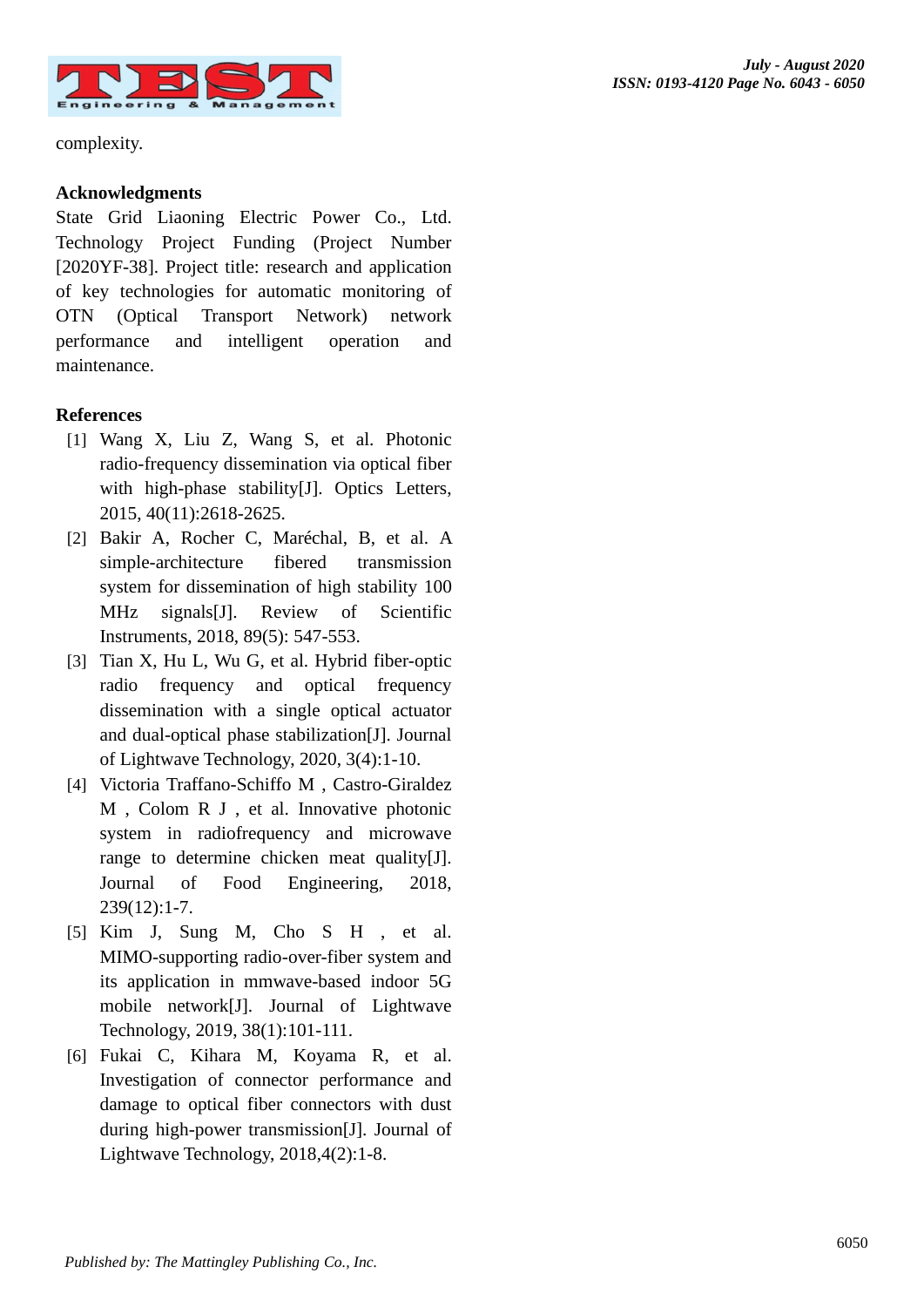complexity.

## Acknowledgments

State Grid Liaoning Electric Power Co., Ltd. Technology Project Funding (Project Number [2020YF-38]. Project title: research and application of key technologies for automatic monitoring of OTN (Optical Transport Network) network performance and intelligent operation and maintenance.

## References

[1] Wang X, Liu Z, Wang S, et al. Photonic radio-frequency dissemination via optical fiber with high-phase stability[J]. Optics Letters, 2015, 40(11):2618-2625.

[2] Bakir A, Rocher C, Maréchal, B, et al. A simple-architecture fibered transmission system for dissemination of high stability 100 MHz signals[J]. Review of Scientific Instruments, 2018, 89(5): 547-553.

[3] Tian X, Hu L, Wu G, et al. Hybrid fiber-optic radio frequency and optical frequency dissemination with a single optical actuator and dual-optical phase stabilization[J]. Journal of Lightwave Technology, 2020, 3(4):1-10.

[4] Victoria Traffano-Schiffo M , Castro-Giraldez M , Colom R J , et al. Innovative photonic system in radiofrequency and microwave range to determine chicken meat quality[J]. Journal of Food Engineering, 2018, 239(12):1-7.

[5] Kim J, Sung M, Cho S H , et al. MIMO-supporting radio-over-fiber system and its application in mmwave-based indoor 5G mobile network[J]. Journal of Lightwave Technology, 2019, 38(1):101-111.

[6] Fukai C, Kihara M, Koyama R, et al. Investigation of connector performance and damage to optical fiber connectors with dust during high-power transmission[J]. Journal of Lightwave Technology, 2018,4(2):1-8.